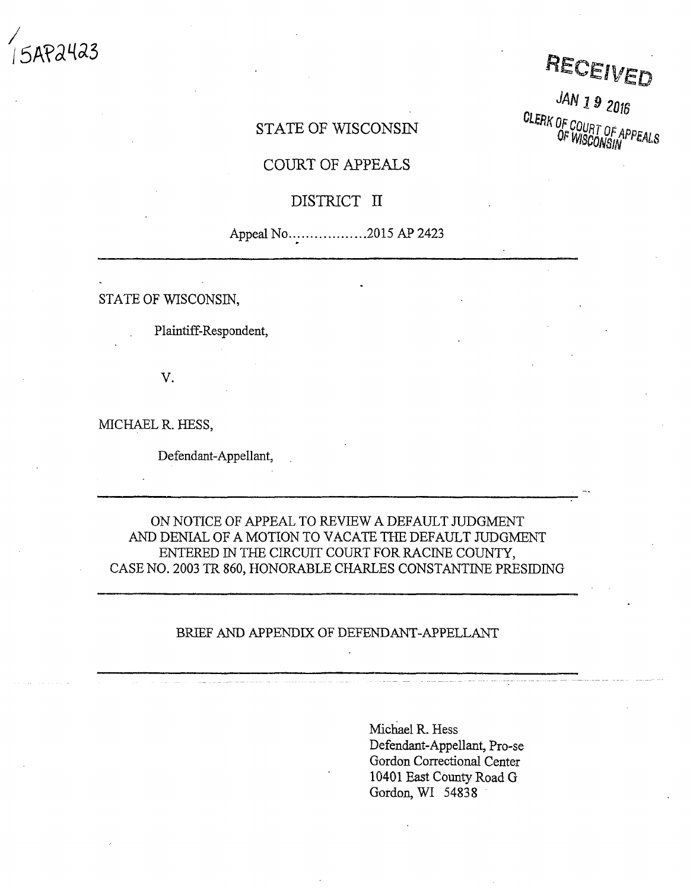15AP2423

**RECEIVED**

JAN 19 2016

CLERK OF COURT OF APPEALS OF WISCONSIN

STATE OF WISCONSIN

COURT OF APPEALS

DISTRICT II

Appeal No..................2015 AP 2423

---

STATE OF WISCONSIN,

Plaintiff-Respondent,

V.

MICHAEL R. HESS,

Defendant-Appellant,

---

ON NOTICE OF APPEAL TO REVIEW A DEFAULT JUDGMENT AND DENIAL OF A MOTION TO VACATE THE DEFAULT JUDGMENT ENTERED IN THE CIRCUIT COURT FOR RACINE COUNTY, CASE NO. 2003 TR 860, HONORABLE CHARLES CONSTANTINE PRESIDING

---

BRIEF AND APPENDIX OF DEFENDANT-APPELLANT

---

Michael R. Hess
Defendant-Appellant, Pro-se
Gordon Correctional Center
10401 East County Road G
Gordon, WI 54838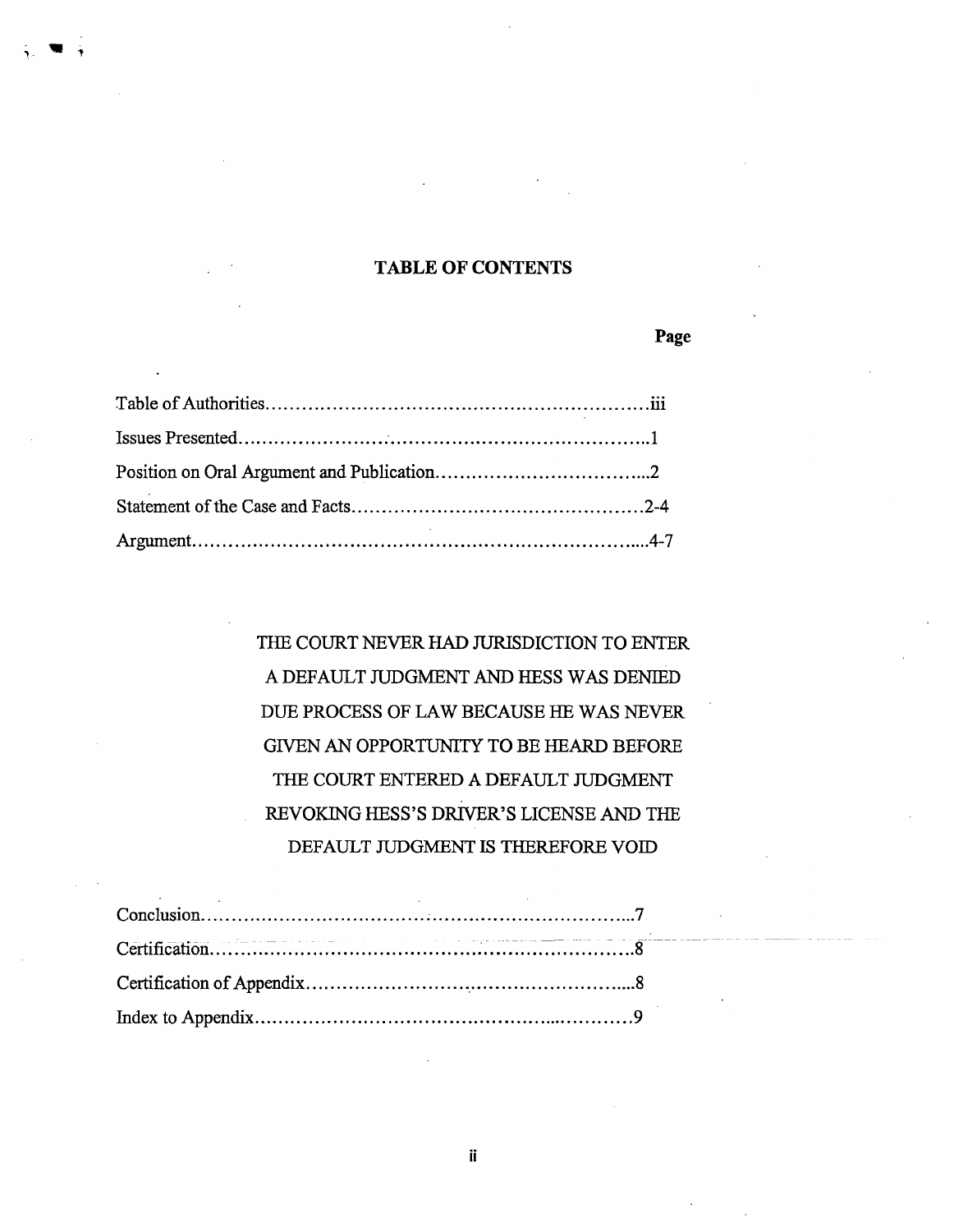## TABLE OF CONTENTS

| | Page |
|---|---|
| Table of Authorities | iii |
| Issues Presented | 1 |
| Position on Oral Argument and Publication | 2 |
| Statement of the Case and Facts | 2-4 |
| Argument | 4-7 |

THE COURT NEVER HAD JURISDICTION TO ENTER A DEFAULT JUDGMENT AND HESS WAS DENIED DUE PROCESS OF LAW BECAUSE HE WAS NEVER GIVEN AN OPPORTUNITY TO BE HEARD BEFORE THE COURT ENTERED A DEFAULT JUDGMENT REVOKING HESS'S DRIVER'S LICENSE AND THE DEFAULT JUDGMENT IS THEREFORE VOID

| | |
|---|---|
| Conclusion | 7 |
| Certification | 8 |
| Certification of Appendix | 8 |
| Index to Appendix | 9 |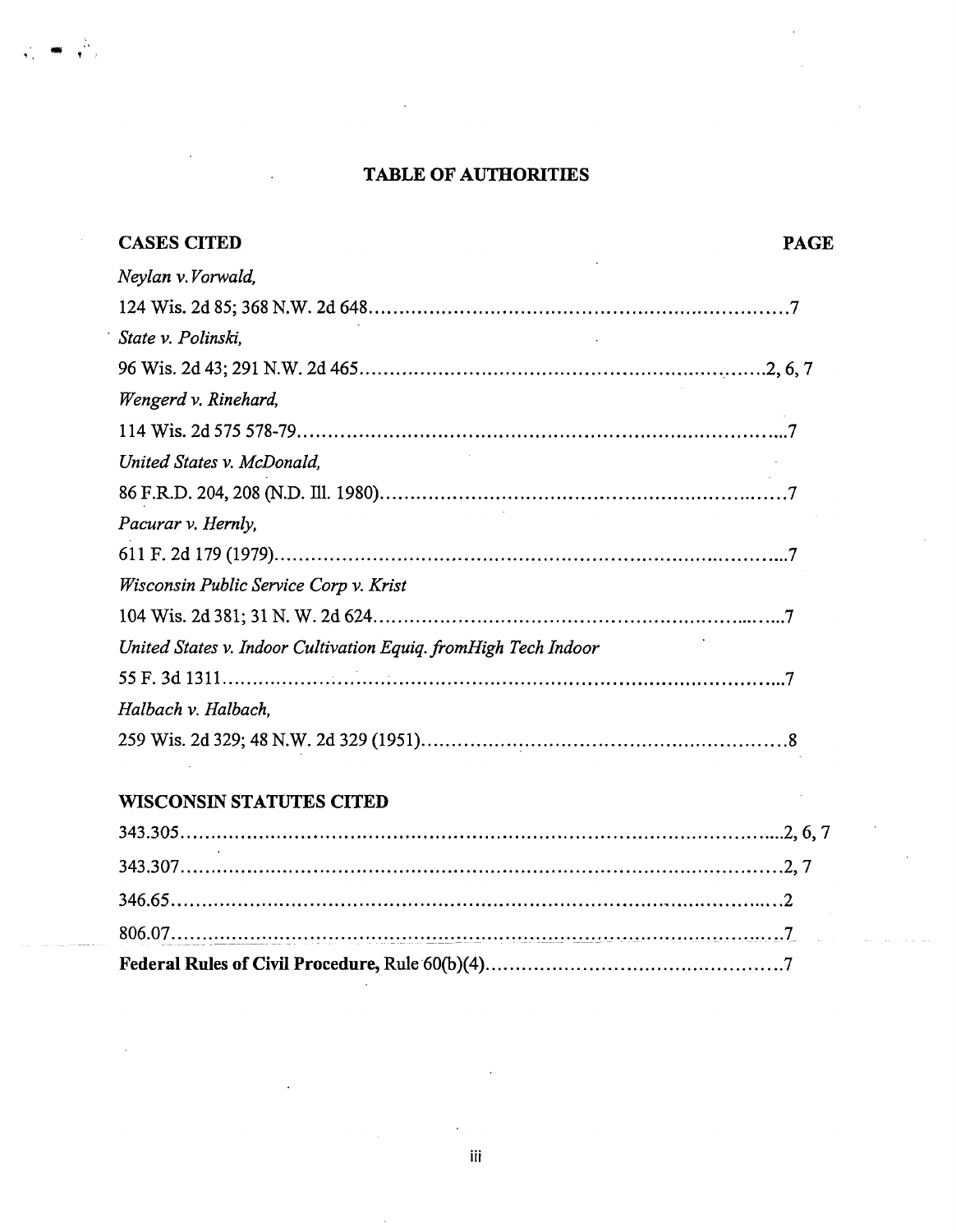## TABLE OF AUTHORITIES

**CASES CITED** **PAGE**

*Neylan v. Vorwald,*
124 Wis. 2d 85; 368 N.W. 2d 648 ........................................ 7

*State v. Polinski,*
96 Wis. 2d 43; 291 N.W. 2d 465 ........................................ 2, 6, 7

*Wengerd v. Rinehard,*
114 Wis. 2d 575 578-79 ........................................ 7

*United States v. McDonald,*
86 F.R.D. 204, 208 (N.D. Ill. 1980) ........................................ 7

*Pacurar v. Hernly,*
611 F. 2d 179 (1979) ........................................ 7

*Wisconsin Public Service Corp v. Krist*
104 Wis. 2d 381; 31 N. W. 2d 624 ........................................ 7

*United States v. Indoor Cultivation Equiq. fromHigh Tech Indoor*
55 F. 3d 1311 ........................................ 7

*Halbach v. Halbach,*
259 Wis. 2d 329; 48 N.W. 2d 329 (1951) ........................................ 8

**WISCONSIN STATUTES CITED**

343.305 ........................................ 2, 6, 7

343.307 ........................................ 2, 7

346.65 ........................................ 2

806.07 ........................................ 7

**Federal Rules of Civil Procedure,** Rule 60(b)(4) ........................................ 7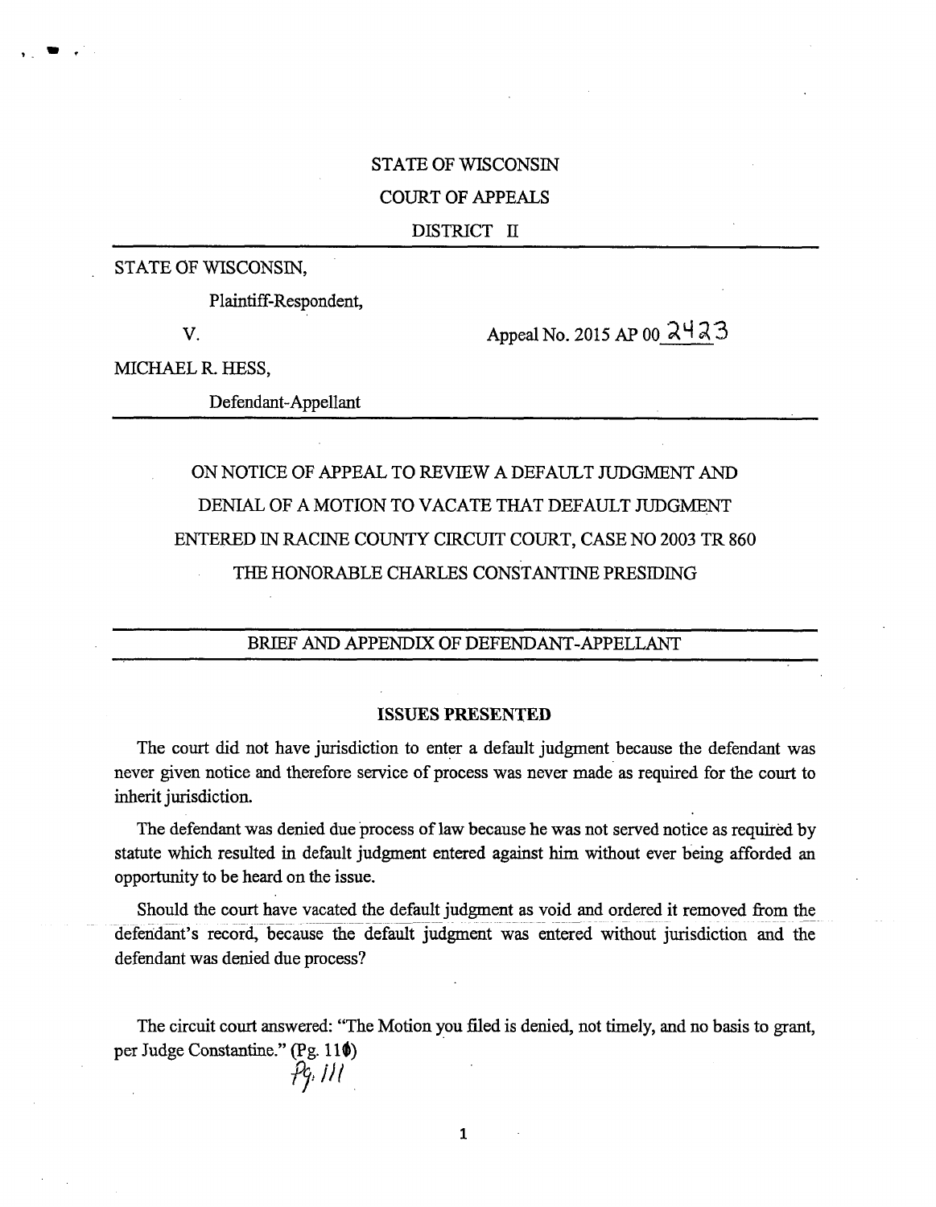STATE OF WISCONSIN

COURT OF APPEALS

DISTRICT II

---

STATE OF WISCONSIN,

Plaintiff-Respondent,

V. Appeal No. 2015 AP 00 2423

MICHAEL R. HESS,

Defendant-Appellant

---

ON NOTICE OF APPEAL TO REVIEW A DEFAULT JUDGMENT AND DENIAL OF A MOTION TO VACATE THAT DEFAULT JUDGMENT ENTERED IN RACINE COUNTY CIRCUIT COURT, CASE NO 2003 TR 860

THE HONORABLE CHARLES CONSTANTINE PRESIDING

---

BRIEF AND APPENDIX OF DEFENDANT-APPELLANT

---

**ISSUES PRESENTED**

The court did not have jurisdiction to enter a default judgment because the defendant was never given notice and therefore service of process was never made as required for the court to inherit jurisdiction.

The defendant was denied due process of law because he was not served notice as required by statute which resulted in default judgment entered against him without ever being afforded an opportunity to be heard on the issue.

Should the court have vacated the default judgment as void and ordered it removed from the defendant's record, because the default judgment was entered without jurisdiction and the defendant was denied due process?

The circuit court answered: "The Motion you filed is denied, not timely, and no basis to grant, per Judge Constantine." (Pg. 11~~0~~) Pg. 111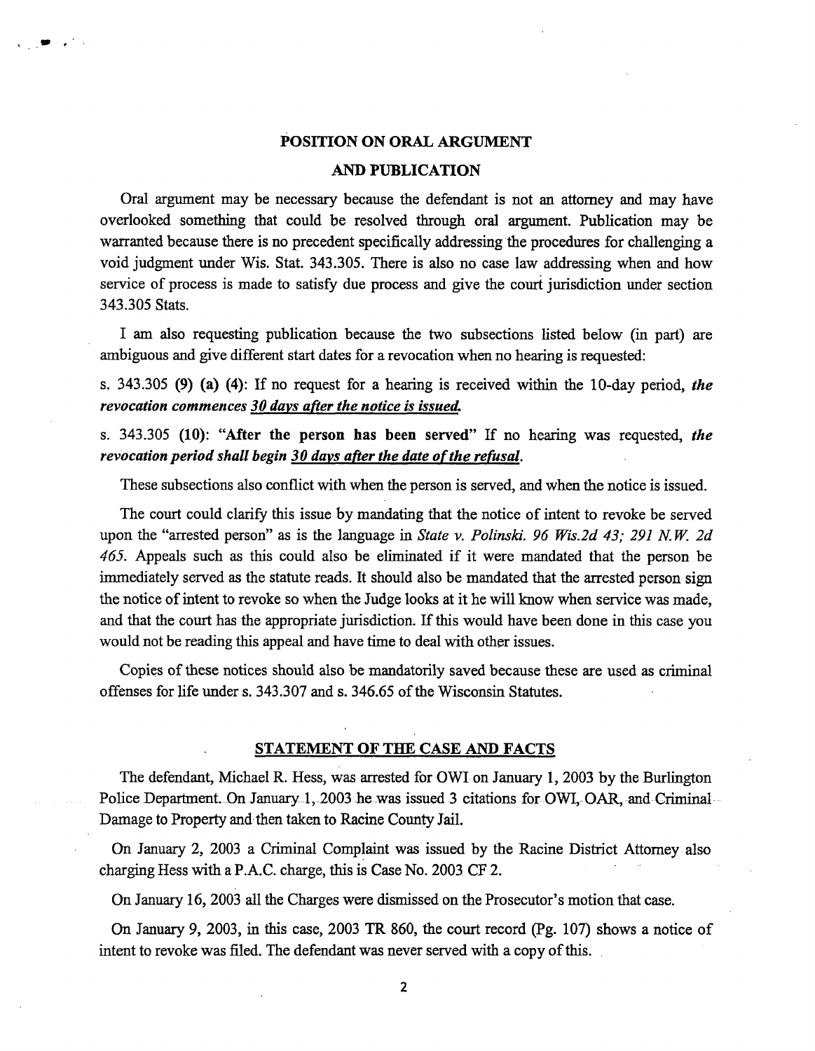## POSITION ON ORAL ARGUMENT

## AND PUBLICATION

Oral argument may be necessary because the defendant is not an attorney and may have overlooked something that could be resolved through oral argument. Publication may be warranted because there is no precedent specifically addressing the procedures for challenging a void judgment under Wis. Stat. 343.305. There is also no case law addressing when and how service of process is made to satisfy due process and give the court jurisdiction under section 343.305 Stats.

I am also requesting publication because the two subsections listed below (in part) are ambiguous and give different start dates for a revocation when no hearing is requested:

s. 343.305 **(9)** **(a)** **(4)**: If no request for a hearing is received within the 10-day period, ***the revocation commences 30 days after the notice is issued.***

s. 343.305 **(10)**: **"After the person has been served"** If no hearing was requested, ***the revocation period shall begin 30 days after the date of the refusal.***

These subsections also conflict with when the person is served, and when the notice is issued.

The court could clarify this issue by mandating that the notice of intent to revoke be served upon the "arrested person" as is the language in *State v. Polinski. 96 Wis.2d 43; 291 N.W. 2d 465.* Appeals such as this could also be eliminated if it were mandated that the person be immediately served as the statute reads. It should also be mandated that the arrested person sign the notice of intent to revoke so when the Judge looks at it he will know when service was made, and that the court has the appropriate jurisdiction. If this would have been done in this case you would not be reading this appeal and have time to deal with other issues.

Copies of these notices should also be mandatorily saved because these are used as criminal offenses for life under s. 343.307 and s. 346.65 of the Wisconsin Statutes.

## STATEMENT OF THE CASE AND FACTS

The defendant, Michael R. Hess, was arrested for OWI on January 1, 2003 by the Burlington Police Department. On January 1, 2003 he was issued 3 citations for OWI, OAR, and Criminal Damage to Property and then taken to Racine County Jail.

On January 2, 2003 a Criminal Complaint was issued by the Racine District Attorney also charging Hess with a P.A.C. charge, this is Case No. 2003 CF 2.

On January 16, 2003 all the Charges were dismissed on the Prosecutor's motion that case.

On January 9, 2003, in this case, 2003 TR 860, the court record (Pg. 107) shows a notice of intent to revoke was filed. The defendant was never served with a copy of this.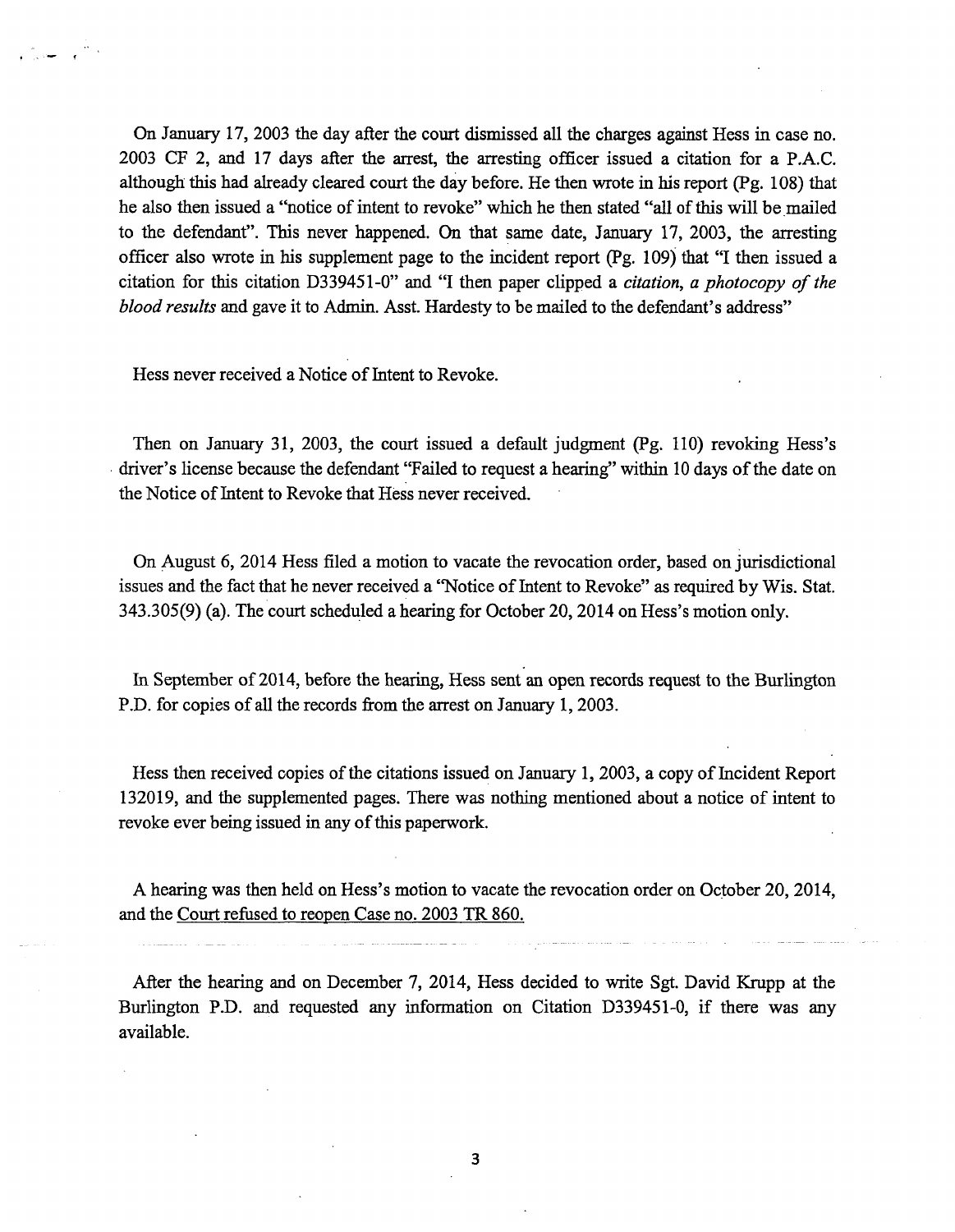On January 17, 2003 the day after the court dismissed all the charges against Hess in case no. 2003 CF 2, and 17 days after the arrest, the arresting officer issued a citation for a P.A.C. although this had already cleared court the day before. He then wrote in his report (Pg. 108) that he also then issued a "notice of intent to revoke" which he then stated "all of this will be mailed to the defendant". This never happened. On that same date, January 17, 2003, the arresting officer also wrote in his supplement page to the incident report (Pg. 109) that "I then issued a citation for this citation D339451-0" and "I then paper clipped a *citation, a photocopy of the blood results* and gave it to Admin. Asst. Hardesty to be mailed to the defendant's address"

Hess never received a Notice of Intent to Revoke.

Then on January 31, 2003, the court issued a default judgment (Pg. 110) revoking Hess's driver's license because the defendant "Failed to request a hearing" within 10 days of the date on the Notice of Intent to Revoke that Hess never received.

On August 6, 2014 Hess filed a motion to vacate the revocation order, based on jurisdictional issues and the fact that he never received a "Notice of Intent to Revoke" as required by Wis. Stat. 343.305(9) (a). The court scheduled a hearing for October 20, 2014 on Hess's motion only.

In September of 2014, before the hearing, Hess sent an open records request to the Burlington P.D. for copies of all the records from the arrest on January 1, 2003.

Hess then received copies of the citations issued on January 1, 2003, a copy of Incident Report 132019, and the supplemented pages. There was nothing mentioned about a notice of intent to revoke ever being issued in any of this paperwork.

A hearing was then held on Hess's motion to vacate the revocation order on October 20, 2014, and the <u>Court refused to reopen Case no. 2003 TR 860.</u>

After the hearing and on December 7, 2014, Hess decided to write Sgt. David Krupp at the Burlington P.D. and requested any information on Citation D339451-0, if there was any available.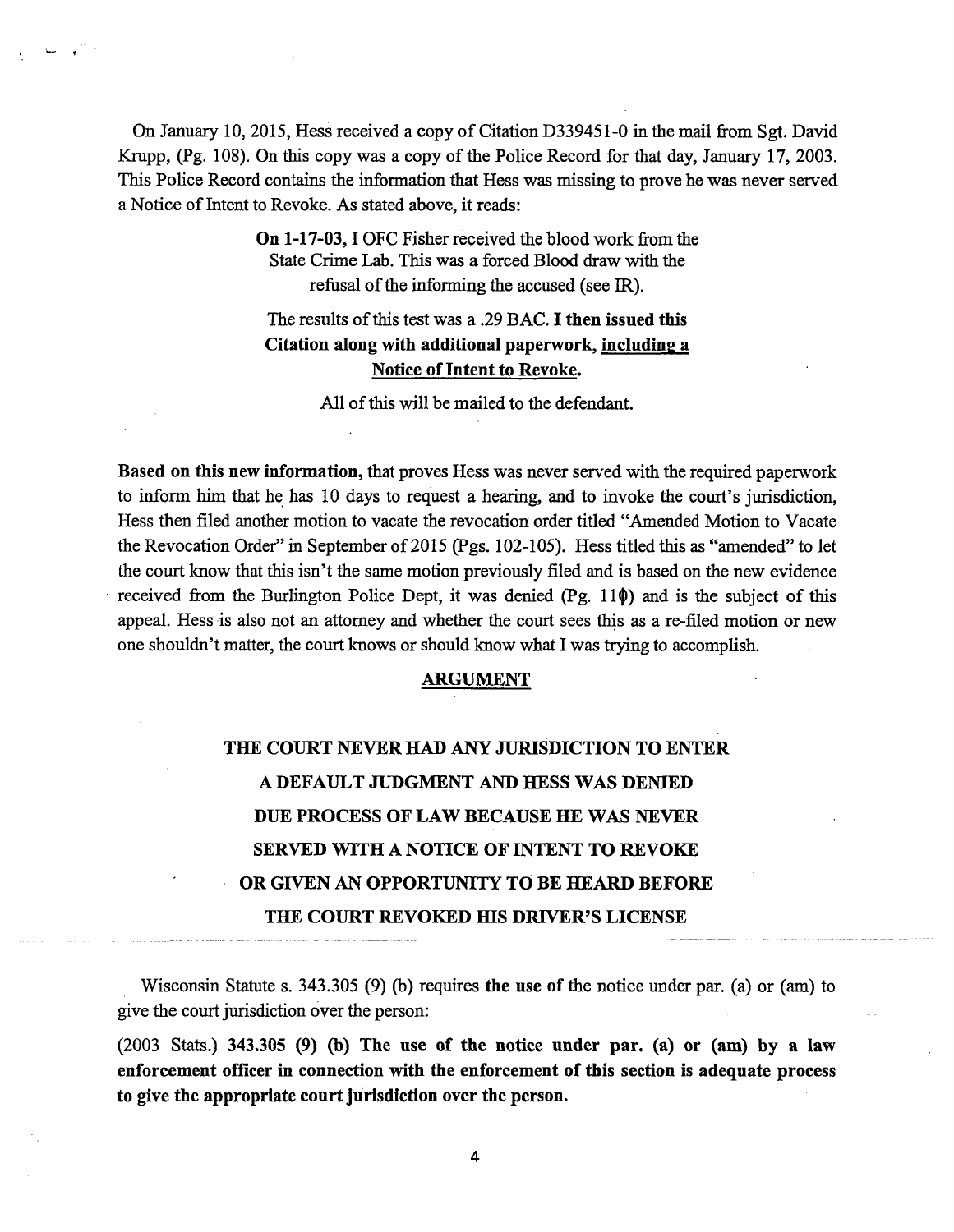On January 10, 2015, Hess received a copy of Citation D339451-0 in the mail from Sgt. David Krupp, (Pg. 108). On this copy was a copy of the Police Record for that day, January 17, 2003. This Police Record contains the information that Hess was missing to prove he was never served a Notice of Intent to Revoke. As stated above, it reads:

> **On 1-17-03**, I OFC Fisher received the blood work from the State Crime Lab. This was a forced Blood draw with the refusal of the informing the accused (see IR).
>
> The results of this test was a .29 BAC. **I then issued this Citation along with additional paperwork, including a Notice of Intent to Revoke.**
>
> All of this will be mailed to the defendant.

**Based on this new information,** that proves Hess was never served with the required paperwork to inform him that he has 10 days to request a hearing, and to invoke the court's jurisdiction, Hess then filed another motion to vacate the revocation order titled "Amended Motion to Vacate the Revocation Order" in September of 2015 (Pgs. 102-105). Hess titled this as "amended" to let the court know that this isn't the same motion previously filed and is based on the new evidence received from the Burlington Police Dept, it was denied (Pg. 110) and is the subject of this appeal. Hess is also not an attorney and whether the court sees this as a re-filed motion or new one shouldn't matter, the court knows or should know what I was trying to accomplish.

## ARGUMENT

### THE COURT NEVER HAD ANY JURISDICTION TO ENTER A DEFAULT JUDGMENT AND HESS WAS DENIED DUE PROCESS OF LAW BECAUSE HE WAS NEVER SERVED WITH A NOTICE OF INTENT TO REVOKE OR GIVEN AN OPPORTUNITY TO BE HEARD BEFORE THE COURT REVOKED HIS DRIVER'S LICENSE

Wisconsin Statute s. 343.305 (9) (b) requires **the use of** the notice under par. (a) or (am) to give the court jurisdiction over the person:

(2003 Stats.) **343.305 (9) (b) The use of the notice under par. (a) or (am) by a law enforcement officer in connection with the enforcement of this section is adequate process to give the appropriate court jurisdiction over the person.**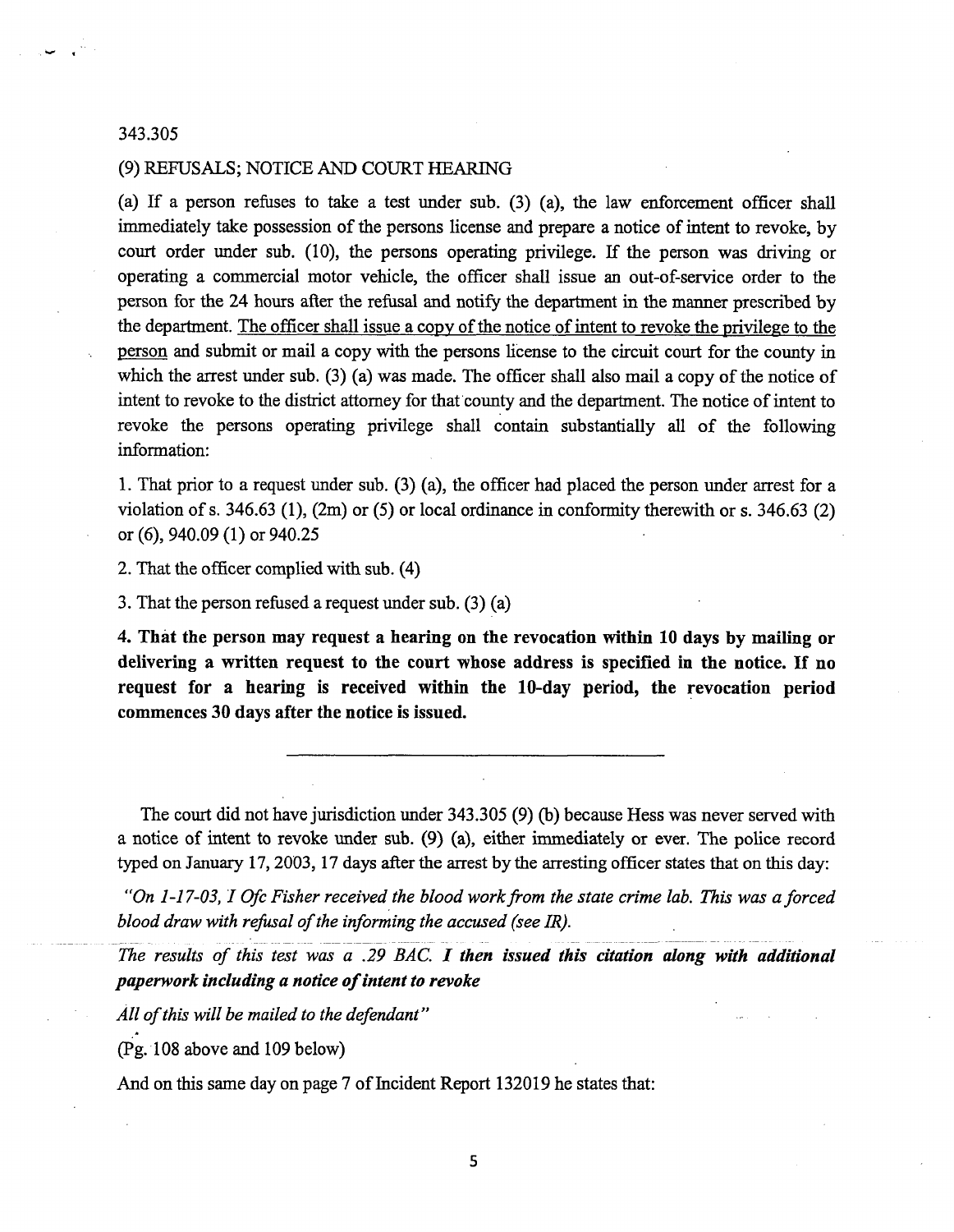343.305

(9) REFUSALS; NOTICE AND COURT HEARING

(a) If a person refuses to take a test under sub. (3) (a), the law enforcement officer shall immediately take possession of the persons license and prepare a notice of intent to revoke, by court order under sub. (10), the persons operating privilege. If the person was driving or operating a commercial motor vehicle, the officer shall issue an out-of-service order to the person for the 24 hours after the refusal and notify the department in the manner prescribed by the department. <u>The officer shall issue a copy of the notice of intent to revoke the privilege to the person</u> and submit or mail a copy with the persons license to the circuit court for the county in which the arrest under sub. (3) (a) was made. The officer shall also mail a copy of the notice of intent to revoke to the district attorney for that county and the department. The notice of intent to revoke the persons operating privilege shall contain substantially all of the following information:

1. That prior to a request under sub. (3) (a), the officer had placed the person under arrest for a violation of s. 346.63 (1), (2m) or (5) or local ordinance in conformity therewith or s. 346.63 (2) or (6), 940.09 (1) or 940.25

2. That the officer complied with sub. (4)

3. That the person refused a request under sub. (3) (a)

**4. That the person may request a hearing on the revocation within 10 days by mailing or delivering a written request to the court whose address is specified in the notice. If no request for a hearing is received within the 10-day period, the revocation period commences 30 days after the notice is issued.**

---

The court did not have jurisdiction under 343.305 (9) (b) because Hess was never served with a notice of intent to revoke under sub. (9) (a), either immediately or ever. The police record typed on January 17, 2003, 17 days after the arrest by the arresting officer states that on this day:

*"On 1-17-03, I Ofc Fisher received the blood work from the state crime lab. This was a forced blood draw with refusal of the informing the accused (see IR).*

*The results of this test was a .29 BAC.* ***I then issued this citation along with additional paperwork including a notice of intent to revoke***

*All of this will be mailed to the defendant"*

(Pg. 108 above and 109 below)

And on this same day on page 7 of Incident Report 132019 he states that: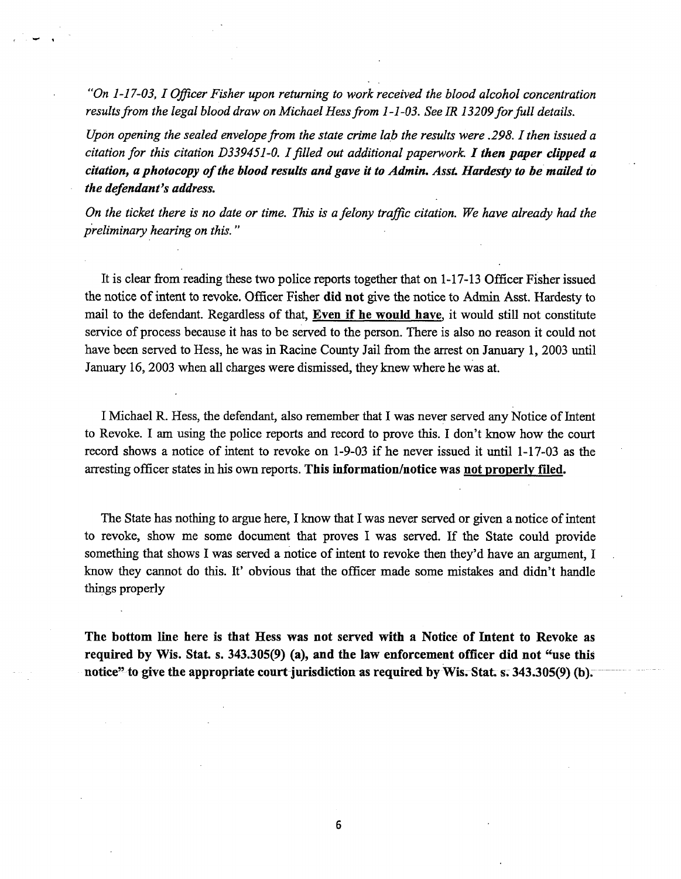*"On 1-17-03, I Officer Fisher upon returning to work received the blood alcohol concentration results from the legal blood draw on Michael Hess from 1-1-03. See IR 13209 for full details.*

*Upon opening the sealed envelope from the state crime lab the results were .298. I then issued a citation for this citation D339451-0. I filled out additional paperwork.* ***I then paper clipped a citation, a photocopy of the blood results and gave it to Admin. Asst. Hardesty to be mailed to the defendant's address.***

*On the ticket there is no date or time. This is a felony traffic citation. We have already had the preliminary hearing on this."*

It is clear from reading these two police reports together that on 1-17-13 Officer Fisher issued the notice of intent to revoke. Officer Fisher **did not** give the notice to Admin Asst. Hardesty to mail to the defendant. Regardless of that, **<u>Even if he would have</u>**, it would still not constitute service of process because it has to be served to the person. There is also no reason it could not have been served to Hess, he was in Racine County Jail from the arrest on January 1, 2003 until January 16, 2003 when all charges were dismissed, they knew where he was at.

I Michael R. Hess, the defendant, also remember that I was never served any Notice of Intent to Revoke. I am using the police reports and record to prove this. I don't know how the court record shows a notice of intent to revoke on 1-9-03 if he never issued it until 1-17-03 as the arresting officer states in his own reports. **This information/notice was <u>not properly filed</u>.**

The State has nothing to argue here, I know that I was never served or given a notice of intent to revoke, show me some document that proves I was served. If the State could provide something that shows I was served a notice of intent to revoke then they'd have an argument, I know they cannot do this. It' obvious that the officer made some mistakes and didn't handle things properly

**The bottom line here is that Hess was not served with a Notice of Intent to Revoke as required by Wis. Stat. s. 343.305(9) (a), and the law enforcement officer did not "use this notice" to give the appropriate court jurisdiction as required by Wis. Stat. s. 343.305(9) (b).**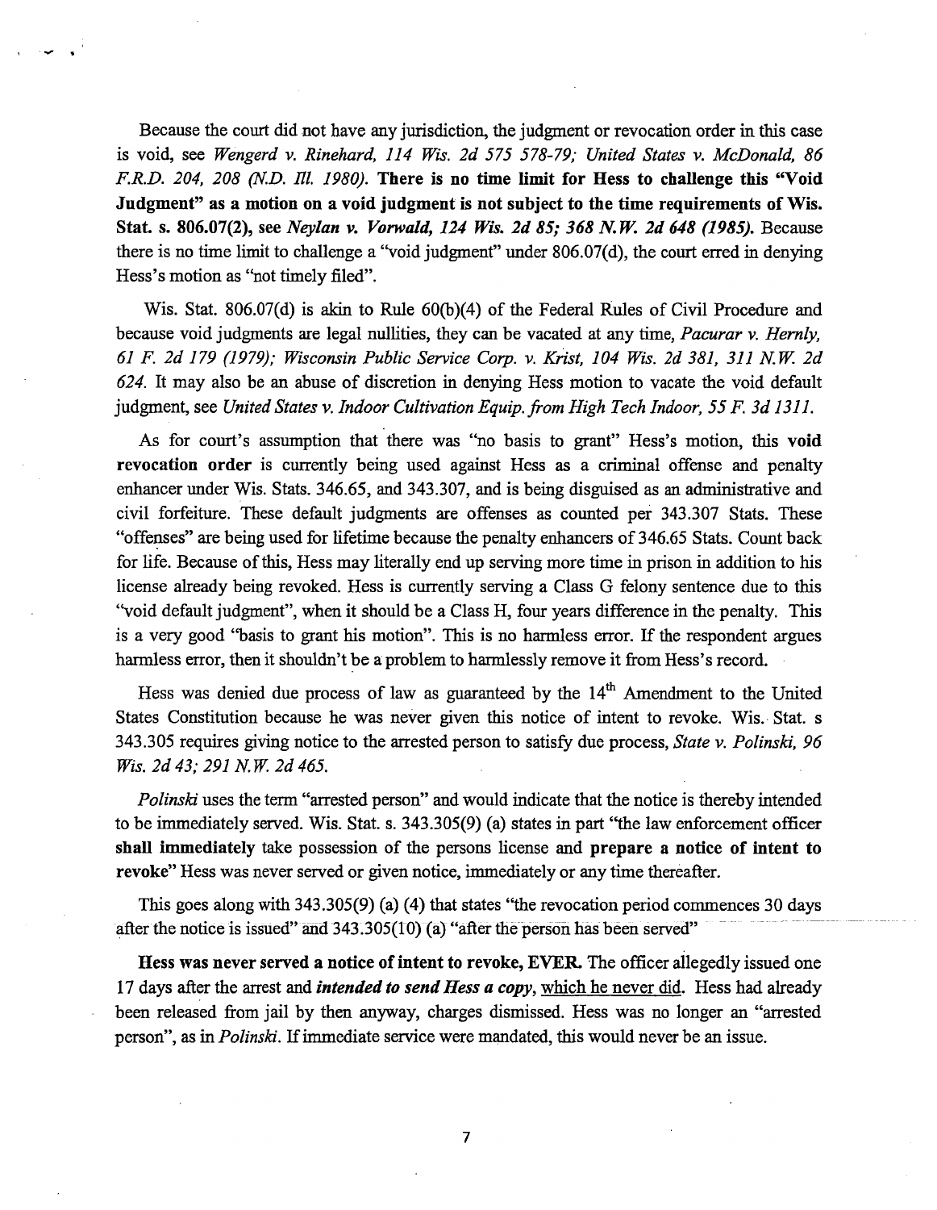Because the court did not have any jurisdiction, the judgment or revocation order in this case is void, see *Wengerd v. Rinehard, 114 Wis. 2d 575 578-79; United States v. McDonald, 86 F.R.D. 204, 208 (N.D. Ill. 1980).* **There is no time limit for Hess to challenge this "Void Judgment" as a motion on a void judgment is not subject to the time requirements of Wis. Stat. s. 806.07(2), see *Neylan v. Vorwald, 124 Wis. 2d 85; 368 N.W. 2d 648 (1985).*** Because there is no time limit to challenge a "void judgment" under 806.07(d), the court erred in denying Hess's motion as "not timely filed".

Wis. Stat. 806.07(d) is akin to Rule 60(b)(4) of the Federal Rules of Civil Procedure and because void judgments are legal nullities, they can be vacated at any time, *Pacurar v. Hernly, 61 F. 2d 179 (1979); Wisconsin Public Service Corp. v. Krist, 104 Wis. 2d 381, 311 N.W. 2d 624.* It may also be an abuse of discretion in denying Hess motion to vacate the void default judgment, see *United States v. Indoor Cultivation Equip. from High Tech Indoor, 55 F. 3d 1311.*

As for court's assumption that there was "no basis to grant" Hess's motion, this **void revocation order** is currently being used against Hess as a criminal offense and penalty enhancer under Wis. Stats. 346.65, and 343.307, and is being disguised as an administrative and civil forfeiture. These default judgments are offenses as counted per 343.307 Stats. These "offenses" are being used for lifetime because the penalty enhancers of 346.65 Stats. Count back for life. Because of this, Hess may literally end up serving more time in prison in addition to his license already being revoked. Hess is currently serving a Class G felony sentence due to this "void default judgment", when it should be a Class H, four years difference in the penalty. This is a very good "basis to grant his motion". This is no harmless error. If the respondent argues harmless error, then it shouldn't be a problem to harmlessly remove it from Hess's record.

Hess was denied due process of law as guaranteed by the 14th Amendment to the United States Constitution because he was never given this notice of intent to revoke. Wis. Stat. s 343.305 requires giving notice to the arrested person to satisfy due process, *State v. Polinski, 96 Wis. 2d 43; 291 N.W. 2d 465.*

*Polinski* uses the term "arrested person" and would indicate that the notice is thereby intended to be immediately served. Wis. Stat. s. 343.305(9) (a) states in part "the law enforcement officer **shall immediately** take possession of the persons license and **prepare a notice of intent to revoke**" Hess was never served or given notice, immediately or any time thereafter.

This goes along with 343.305(9) (a) (4) that states "the revocation period commences 30 days after the notice is issued" and 343.305(10) (a) "after the person has been served"

**Hess was never served a notice of intent to revoke, EVER.** The officer allegedly issued one 17 days after the arrest and ***intended to send Hess a copy***, which he never did. Hess had already been released from jail by then anyway, charges dismissed. Hess was no longer an "arrested person", as in *Polinski*. If immediate service were mandated, this would never be an issue.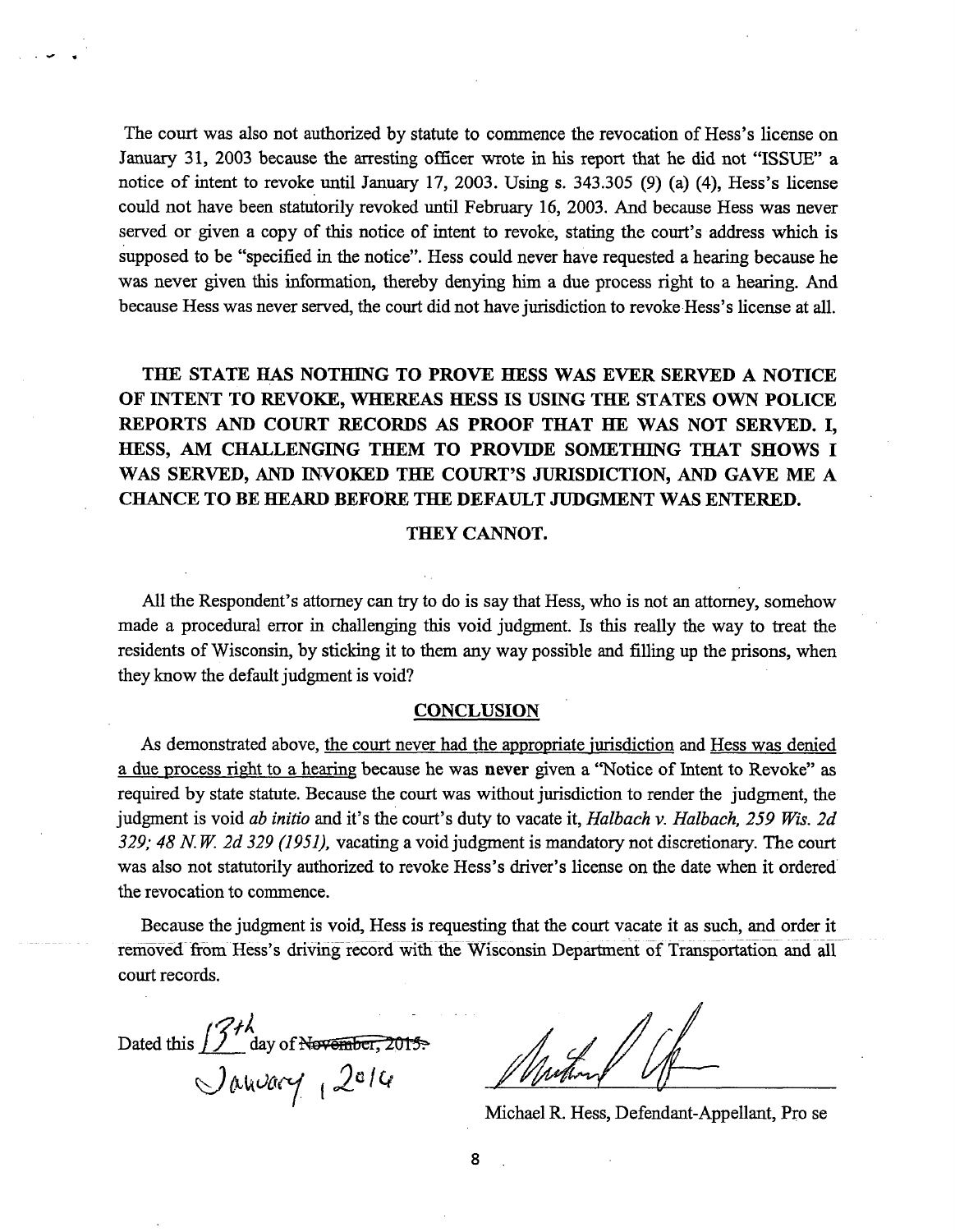The court was also not authorized by statute to commence the revocation of Hess's license on January 31, 2003 because the arresting officer wrote in his report that he did not "ISSUE" a notice of intent to revoke until January 17, 2003. Using s. 343.305 (9) (a) (4), Hess's license could not have been statutorily revoked until February 16, 2003. And because Hess was never served or given a copy of this notice of intent to revoke, stating the court's address which is supposed to be "specified in the notice". Hess could never have requested a hearing because he was never given this information, thereby denying him a due process right to a hearing. And because Hess was never served, the court did not have jurisdiction to revoke Hess's license at all.

**THE STATE HAS NOTHING TO PROVE HESS WAS EVER SERVED A NOTICE OF INTENT TO REVOKE, WHEREAS HESS IS USING THE STATES OWN POLICE REPORTS AND COURT RECORDS AS PROOF THAT HE WAS NOT SERVED. I, HESS, AM CHALLENGING THEM TO PROVIDE SOMETHING THAT SHOWS I WAS SERVED, AND INVOKED THE COURT'S JURISDICTION, AND GAVE ME A CHANCE TO BE HEARD BEFORE THE DEFAULT JUDGMENT WAS ENTERED.**

**THEY CANNOT.**

All the Respondent's attorney can try to do is say that Hess, who is not an attorney, somehow made a procedural error in challenging this void judgment. Is this really the way to treat the residents of Wisconsin, by sticking it to them any way possible and filling up the prisons, when they know the default judgment is void?

## CONCLUSION

As demonstrated above, the court never had the appropriate jurisdiction and Hess was denied a due process right to a hearing because he was **never** given a "Notice of Intent to Revoke" as required by state statute. Because the court was without jurisdiction to render the judgment, the judgment is void *ab initio* and it's the court's duty to vacate it, *Halbach v. Halbach, 259 Wis. 2d 329; 48 N.W. 2d 329 (1951),* vacating a void judgment is mandatory not discretionary. The court was also not statutorily authorized to revoke Hess's driver's license on the date when it ordered the revocation to commence.

Because the judgment is void, Hess is requesting that the court vacate it as such, and order it removed from Hess's driving record with the Wisconsin Department of Transportation and all court records.

Dated this 13th day of ~~November, 2015.~~ January, 2016

Michael R. Hess, Defendant-Appellant, Pro se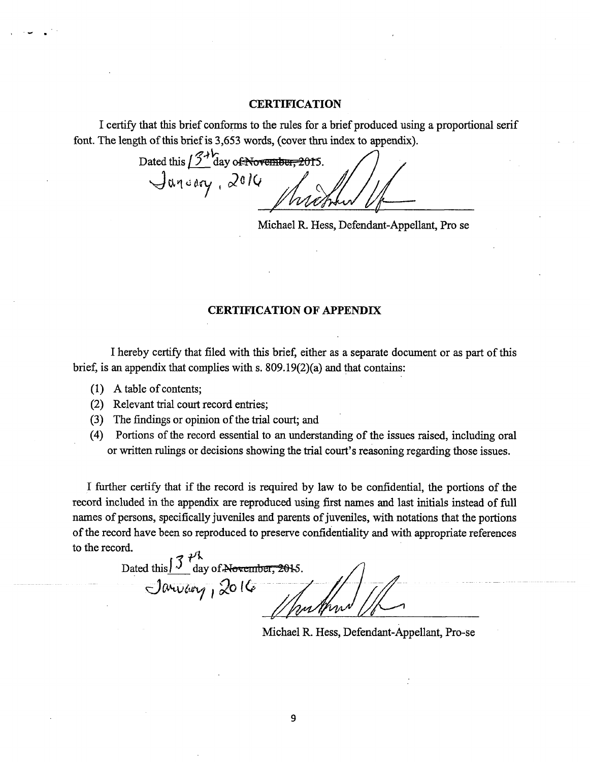## CERTIFICATION

I certify that this brief conforms to the rules for a brief produced using a proportional serif font. The length of this brief is 3,653 words, (cover thru index to appendix).

Dated this 13th day of ~~November, 2015~~.
January, 2016

Michael R. Hess, Defendant-Appellant, Pro se

## CERTIFICATION OF APPENDIX

I hereby certify that filed with this brief, either as a separate document or as part of this brief, is an appendix that complies with s. 809.19(2)(a) and that contains:

1. A table of contents;
2. Relevant trial court record entries;
3. The findings or opinion of the trial court; and
4. Portions of the record essential to an understanding of the issues raised, including oral or written rulings or decisions showing the trial court's reasoning regarding those issues.

I further certify that if the record is required by law to be confidential, the portions of the record included in the appendix are reproduced using first names and last initials instead of full names of persons, specifically juveniles and parents of juveniles, with notations that the portions of the record have been so reproduced to preserve confidentiality and with appropriate references to the record.

Dated this 13th day of ~~November, 2015~~.
January, 2016

Michael R. Hess, Defendant-Appellant, Pro-se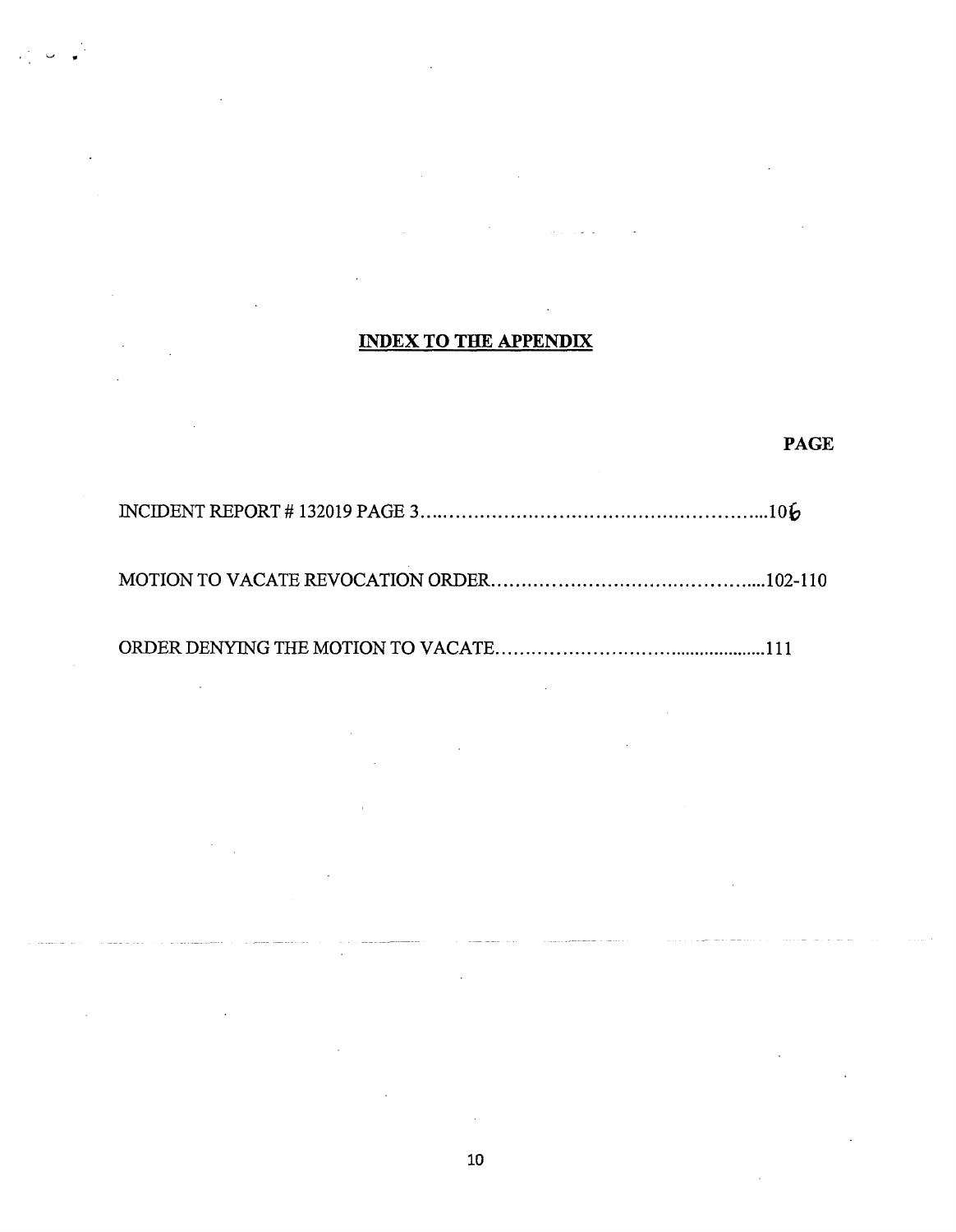# INDEX TO THE APPENDIX

| | PAGE |
|---|---|
| INCIDENT REPORT # 132019 PAGE 3 | 106 |
| MOTION TO VACATE REVOCATION ORDER | 102-110 |
| ORDER DENYING THE MOTION TO VACATE | 111 |